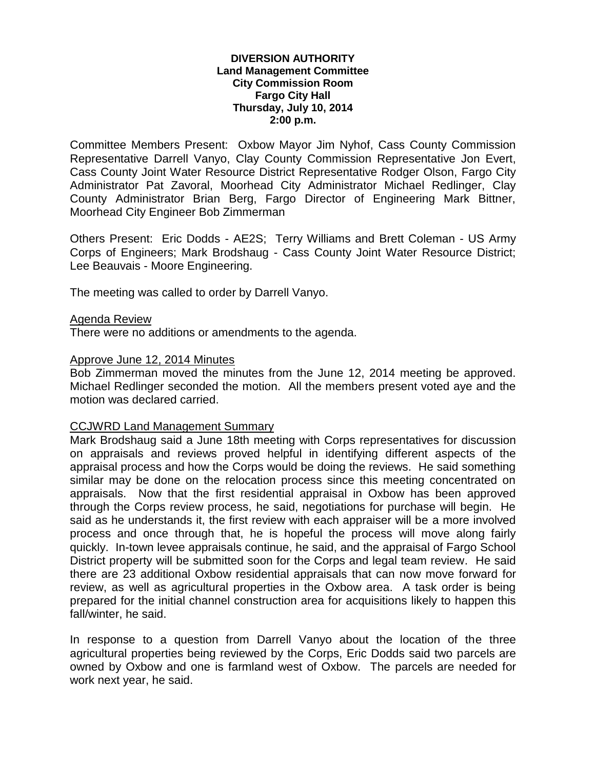**DIVERSION AUTHORITY**
**Land Management Committee**
**City Commission Room**
**Fargo City Hall**
**Thursday, July 10, 2014**
**2:00 p.m.**

Committee Members Present: Oxbow Mayor Jim Nyhof, Cass County Commission Representative Darrell Vanyo, Clay County Commission Representative Jon Evert, Cass County Joint Water Resource District Representative Rodger Olson, Fargo City Administrator Pat Zavoral, Moorhead City Administrator Michael Redlinger, Clay County Administrator Brian Berg, Fargo Director of Engineering Mark Bittner, Moorhead City Engineer Bob Zimmerman

Others Present: Eric Dodds - AE2S; Terry Williams and Brett Coleman - US Army Corps of Engineers; Mark Brodshaug - Cass County Joint Water Resource District; Lee Beauvais - Moore Engineering.

The meeting was called to order by Darrell Vanyo.

Agenda Review

There were no additions or amendments to the agenda.

Approve June 12, 2014 Minutes

Bob Zimmerman moved the minutes from the June 12, 2014 meeting be approved. Michael Redlinger seconded the motion. All the members present voted aye and the motion was declared carried.

CCJWRD Land Management Summary

Mark Brodshaug said a June 18th meeting with Corps representatives for discussion on appraisals and reviews proved helpful in identifying different aspects of the appraisal process and how the Corps would be doing the reviews. He said something similar may be done on the relocation process since this meeting concentrated on appraisals. Now that the first residential appraisal in Oxbow has been approved through the Corps review process, he said, negotiations for purchase will begin. He said as he understands it, the first review with each appraiser will be a more involved process and once through that, he is hopeful the process will move along fairly quickly. In-town levee appraisals continue, he said, and the appraisal of Fargo School District property will be submitted soon for the Corps and legal team review. He said there are 23 additional Oxbow residential appraisals that can now move forward for review, as well as agricultural properties in the Oxbow area. A task order is being prepared for the initial channel construction area for acquisitions likely to happen this fall/winter, he said.

In response to a question from Darrell Vanyo about the location of the three agricultural properties being reviewed by the Corps, Eric Dodds said two parcels are owned by Oxbow and one is farmland west of Oxbow. The parcels are needed for work next year, he said.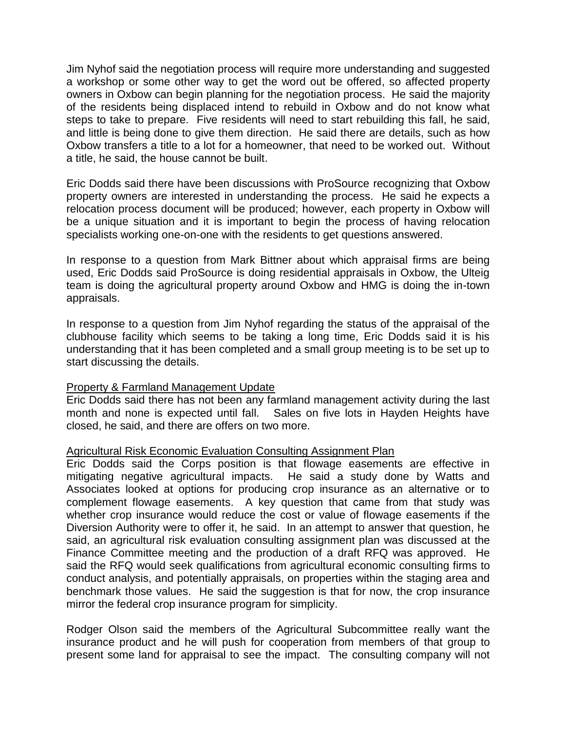Jim Nyhof said the negotiation process will require more understanding and suggested a workshop or some other way to get the word out be offered, so affected property owners in Oxbow can begin planning for the negotiation process. He said the majority of the residents being displaced intend to rebuild in Oxbow and do not know what steps to take to prepare. Five residents will need to start rebuilding this fall, he said, and little is being done to give them direction. He said there are details, such as how Oxbow transfers a title to a lot for a homeowner, that need to be worked out. Without a title, he said, the house cannot be built.

Eric Dodds said there have been discussions with ProSource recognizing that Oxbow property owners are interested in understanding the process. He said he expects a relocation process document will be produced; however, each property in Oxbow will be a unique situation and it is important to begin the process of having relocation specialists working one-on-one with the residents to get questions answered.

In response to a question from Mark Bittner about which appraisal firms are being used, Eric Dodds said ProSource is doing residential appraisals in Oxbow, the Ulteig team is doing the agricultural property around Oxbow and HMG is doing the in-town appraisals.

In response to a question from Jim Nyhof regarding the status of the appraisal of the clubhouse facility which seems to be taking a long time, Eric Dodds said it is his understanding that it has been completed and a small group meeting is to be set up to start discussing the details.

## Property & Farmland Management Update

Eric Dodds said there has not been any farmland management activity during the last month and none is expected until fall. Sales on five lots in Hayden Heights have closed, he said, and there are offers on two more.

## Agricultural Risk Economic Evaluation Consulting Assignment Plan

Eric Dodds said the Corps position is that flowage easements are effective in mitigating negative agricultural impacts. He said a study done by Watts and Associates looked at options for producing crop insurance as an alternative or to complement flowage easements. A key question that came from that study was whether crop insurance would reduce the cost or value of flowage easements if the Diversion Authority were to offer it, he said. In an attempt to answer that question, he said, an agricultural risk evaluation consulting assignment plan was discussed at the Finance Committee meeting and the production of a draft RFQ was approved. He said the RFQ would seek qualifications from agricultural economic consulting firms to conduct analysis, and potentially appraisals, on properties within the staging area and benchmark those values. He said the suggestion is that for now, the crop insurance mirror the federal crop insurance program for simplicity.

Rodger Olson said the members of the Agricultural Subcommittee really want the insurance product and he will push for cooperation from members of that group to present some land for appraisal to see the impact. The consulting company will not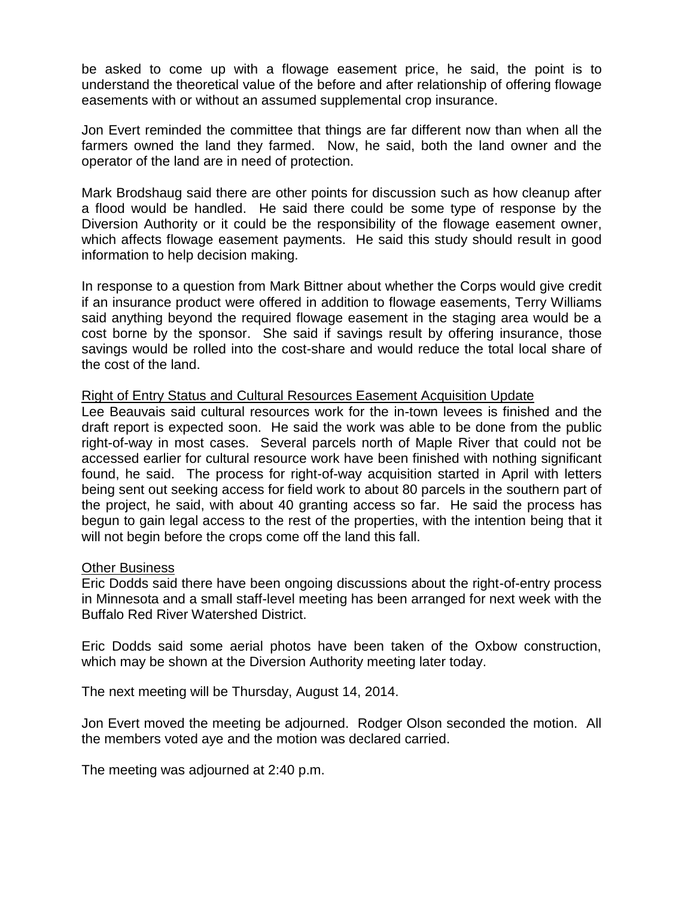be asked to come up with a flowage easement price, he said, the point is to understand the theoretical value of the before and after relationship of offering flowage easements with or without an assumed supplemental crop insurance.

Jon Evert reminded the committee that things are far different now than when all the farmers owned the land they farmed. Now, he said, both the land owner and the operator of the land are in need of protection.

Mark Brodshaug said there are other points for discussion such as how cleanup after a flood would be handled. He said there could be some type of response by the Diversion Authority or it could be the responsibility of the flowage easement owner, which affects flowage easement payments. He said this study should result in good information to help decision making.

In response to a question from Mark Bittner about whether the Corps would give credit if an insurance product were offered in addition to flowage easements, Terry Williams said anything beyond the required flowage easement in the staging area would be a cost borne by the sponsor. She said if savings result by offering insurance, those savings would be rolled into the cost-share and would reduce the total local share of the cost of the land.

<u>Right of Entry Status and Cultural Resources Easement Acquisition Update</u>

Lee Beauvais said cultural resources work for the in-town levees is finished and the draft report is expected soon. He said the work was able to be done from the public right-of-way in most cases. Several parcels north of Maple River that could not be accessed earlier for cultural resource work have been finished with nothing significant found, he said. The process for right-of-way acquisition started in April with letters being sent out seeking access for field work to about 80 parcels in the southern part of the project, he said, with about 40 granting access so far. He said the process has begun to gain legal access to the rest of the properties, with the intention being that it will not begin before the crops come off the land this fall.

<u>Other Business</u>

Eric Dodds said there have been ongoing discussions about the right-of-entry process in Minnesota and a small staff-level meeting has been arranged for next week with the Buffalo Red River Watershed District.

Eric Dodds said some aerial photos have been taken of the Oxbow construction, which may be shown at the Diversion Authority meeting later today.

The next meeting will be Thursday, August 14, 2014.

Jon Evert moved the meeting be adjourned. Rodger Olson seconded the motion. All the members voted aye and the motion was declared carried.

The meeting was adjourned at 2:40 p.m.